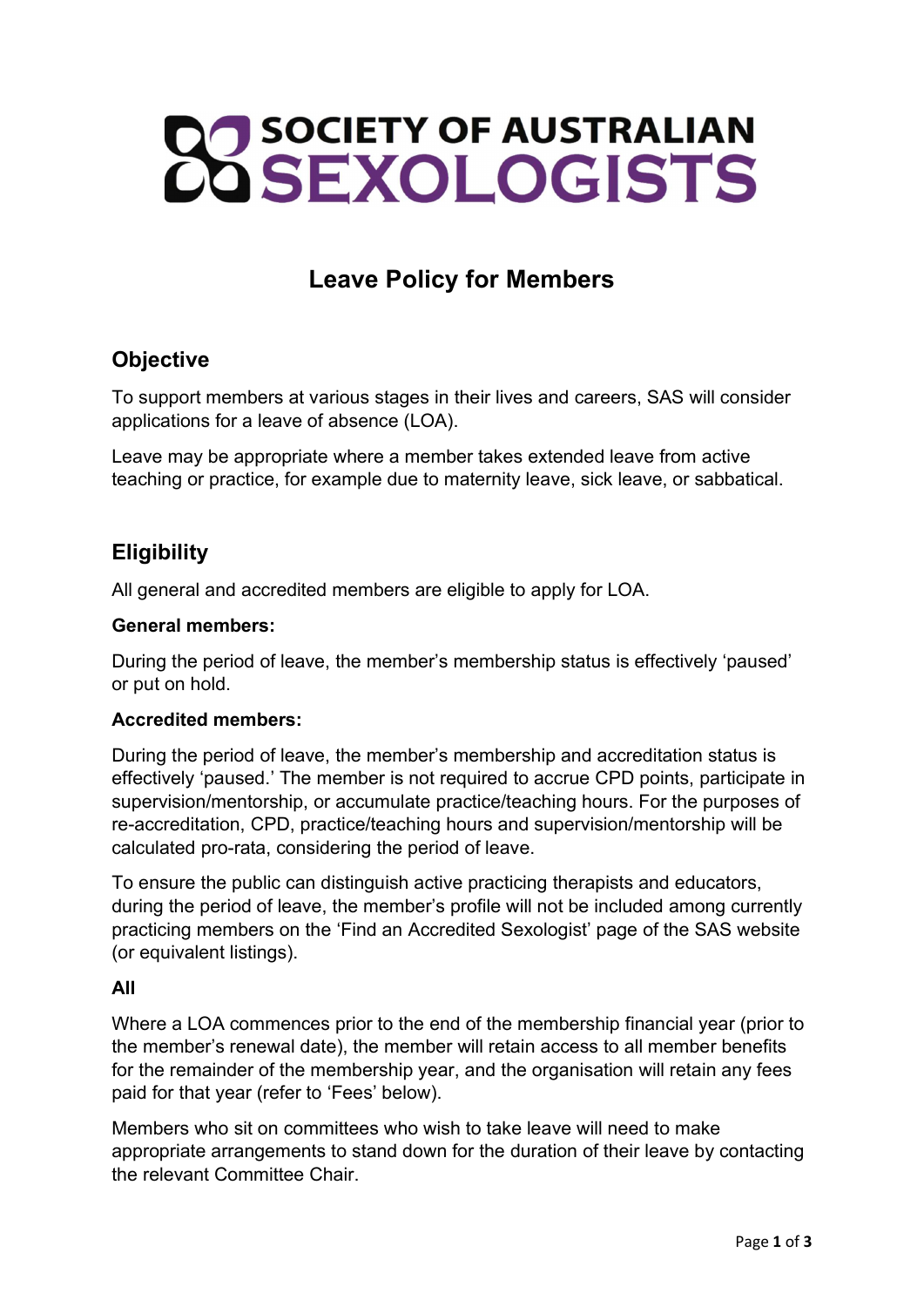# SOCIETY OF AUSTRALIAN SEXOLOGISTS

## Leave Policy for Members

### Objective

To support members at various stages in their lives and careers, SAS will consider applications for a leave of absence (LOA).

Leave may be appropriate where a member takes extended leave from active teaching or practice, for example due to maternity leave, sick leave, or sabbatical.

### Eligibility

All general and accredited members are eligible to apply for LOA.

**General members:**

During the period of leave, the member's membership status is effectively 'paused' or put on hold.

**Accredited members:**

During the period of leave, the member's membership and accreditation status is effectively 'paused.' The member is not required to accrue CPD points, participate in supervision/mentorship, or accumulate practice/teaching hours. For the purposes of re-accreditation, CPD, practice/teaching hours and supervision/mentorship will be calculated pro-rata, considering the period of leave.

To ensure the public can distinguish active practicing therapists and educators, during the period of leave, the member's profile will not be included among currently practicing members on the 'Find an Accredited Sexologist' page of the SAS website (or equivalent listings).

**All**

Where a LOA commences prior to the end of the membership financial year (prior to the member's renewal date), the member will retain access to all member benefits for the remainder of the membership year, and the organisation will retain any fees paid for that year (refer to 'Fees' below).

Members who sit on committees who wish to take leave will need to make appropriate arrangements to stand down for the duration of their leave by contacting the relevant Committee Chair.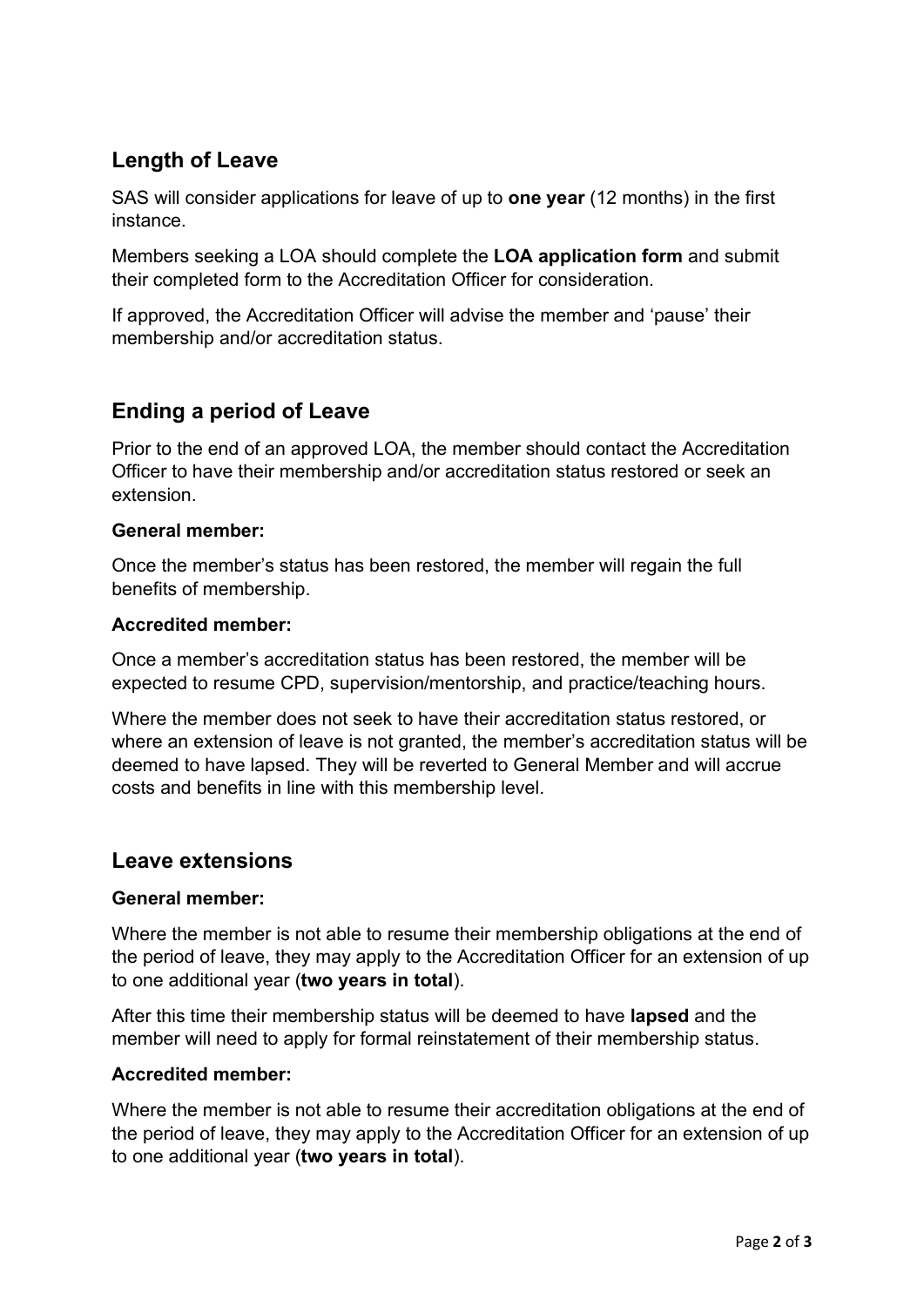## Length of Leave

SAS will consider applications for leave of up to **one year** (12 months) in the first instance.

Members seeking a LOA should complete the **LOA application form** and submit their completed form to the Accreditation Officer for consideration.

If approved, the Accreditation Officer will advise the member and 'pause' their membership and/or accreditation status.

## Ending a period of Leave

Prior to the end of an approved LOA, the member should contact the Accreditation Officer to have their membership and/or accreditation status restored or seek an extension.

**General member:**

Once the member's status has been restored, the member will regain the full benefits of membership.

**Accredited member:**

Once a member's accreditation status has been restored, the member will be expected to resume CPD, supervision/mentorship, and practice/teaching hours.

Where the member does not seek to have their accreditation status restored, or where an extension of leave is not granted, the member's accreditation status will be deemed to have lapsed. They will be reverted to General Member and will accrue costs and benefits in line with this membership level.

## Leave extensions

**General member:**

Where the member is not able to resume their membership obligations at the end of the period of leave, they may apply to the Accreditation Officer for an extension of up to one additional year (**two years in total**).

After this time their membership status will be deemed to have **lapsed** and the member will need to apply for formal reinstatement of their membership status.

**Accredited member:**

Where the member is not able to resume their accreditation obligations at the end of the period of leave, they may apply to the Accreditation Officer for an extension of up to one additional year (**two years in total**).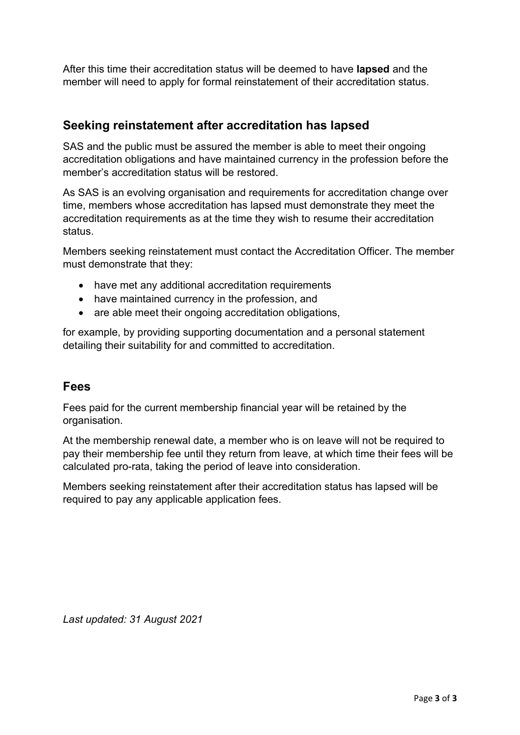After this time their accreditation status will be deemed to have **lapsed** and the member will need to apply for formal reinstatement of their accreditation status.

## Seeking reinstatement after accreditation has lapsed

SAS and the public must be assured the member is able to meet their ongoing accreditation obligations and have maintained currency in the profession before the member's accreditation status will be restored.

As SAS is an evolving organisation and requirements for accreditation change over time, members whose accreditation has lapsed must demonstrate they meet the accreditation requirements as at the time they wish to resume their accreditation status.

Members seeking reinstatement must contact the Accreditation Officer. The member must demonstrate that they:

- have met any additional accreditation requirements
- have maintained currency in the profession, and
- are able meet their ongoing accreditation obligations,

for example, by providing supporting documentation and a personal statement detailing their suitability for and committed to accreditation.

## Fees

Fees paid for the current membership financial year will be retained by the organisation.

At the membership renewal date, a member who is on leave will not be required to pay their membership fee until they return from leave, at which time their fees will be calculated pro-rata, taking the period of leave into consideration.

Members seeking reinstatement after their accreditation status has lapsed will be required to pay any applicable application fees.

*Last updated: 31 August 2021*